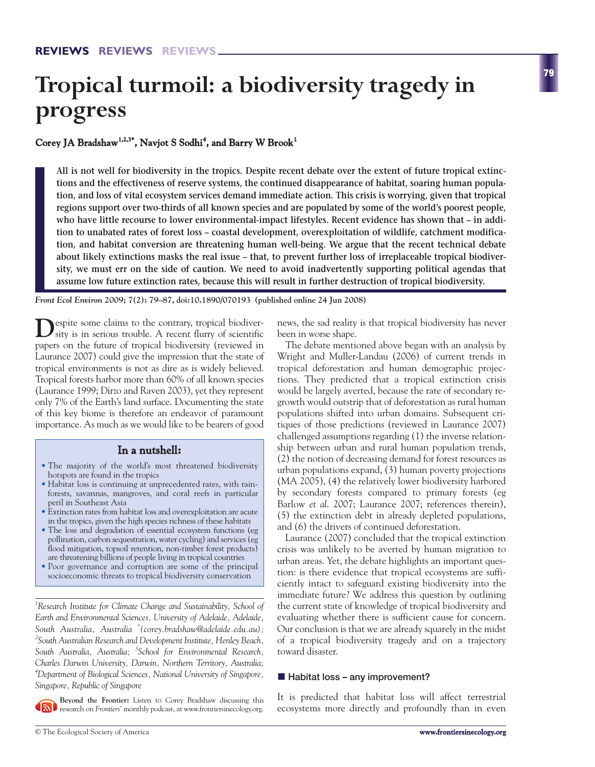REVIEWS REVIEWS REVIEWS

# Tropical turmoil: a biodiversity tragedy in progress

**Corey JA Bradshaw[1,2,3*], Navjot S Sodhi[4], and Barry W Brook[1]**

**All is not well for biodiversity in the tropics. Despite recent debate over the extent of future tropical extinctions and the effectiveness of reserve systems, the continued disappearance of habitat, soaring human population, and loss of vital ecosystem services demand immediate action. This crisis is worrying, given that tropical regions support over two-thirds of all known species and are populated by some of the world's poorest people, who have little recourse to lower environmental-impact lifestyles. Recent evidence has shown that – in addition to unabated rates of forest loss – coastal development, overexploitation of wildlife, catchment modification, and habitat conversion are threatening human well-being. We argue that the recent technical debate about likely extinctions masks the real issue – that, to prevent further loss of irreplaceable tropical biodiversity, we must err on the side of caution. We need to avoid inadvertently supporting political agendas that assume low future extinction rates, because this will result in further destruction of tropical biodiversity.**

*Front Ecol Environ* **2009; 7(2): 79–87, doi:10.1890/070193 (published online 24 Jun 2008)**

Despite some claims to the contrary, tropical biodiversity is in serious trouble. A recent flurry of scientific papers on the future of tropical biodiversity (reviewed in Laurance 2007) could give the impression that the state of tropical environments is not as dire as is widely believed. Tropical forests harbor more than 60% of all known species (Laurance 1999; Dirzo and Raven 2003), yet they represent only 7% of the Earth's land surface. Documenting the state of this key biome is therefore an endeavor of paramount importance. As much as we would like to be bearers of good news, the sad reality is that tropical biodiversity has never been in worse shape.

> **In a nutshell:**
>
> - The majority of the world's most threatened biodiversity hotspots are found in the tropics
> - Habitat loss is continuing at unprecedented rates, with rainforests, savannas, mangroves, and coral reefs in particular peril in Southeast Asia
> - Extinction rates from habitat loss and overexploitation are acute in the tropics, given the high species richness of these habitats
> - The loss and degradation of essential ecosystem functions (eg pollination, carbon sequestration, water cycling) and services (eg flood mitigation, topsoil retention, non-timber forest products) are threatening billions of people living in tropical countries
> - Poor governance and corruption are some of the principal socioeconomic threats to tropical biodiversity conservation

The debate mentioned above began with an analysis by Wright and Muller-Landau (2006) of current trends in tropical deforestation and human demographic projections. They predicted that a tropical extinction crisis would be largely averted, because the rate of secondary regrowth would outstrip that of deforestation as rural human populations shifted into urban domains. Subsequent critiques of those predictions (reviewed in Laurance 2007) challenged assumptions regarding (1) the inverse relationship between urban and rural human population trends, (2) the notion of decreasing demand for forest resources as urban populations expand, (3) human poverty projections (MA 2005), (4) the relatively lower biodiversity harbored by secondary forests compared to primary forests (eg Barlow *et al.* 2007; Laurance 2007; references therein), (5) the extinction debt in already depleted populations, and (6) the drivers of continued deforestation.

Laurance (2007) concluded that the tropical extinction crisis was unlikely to be averted by human migration to urban areas. Yet, the debate highlights an important question: is there evidence that tropical ecosystems are sufficiently intact to safeguard existing biodiversity into the immediate future? We address this question by outlining the current state of knowledge of tropical biodiversity and evaluating whether there is sufficient cause for concern. Our conclusion is that we are already squarely in the midst of a tropical biodiversity tragedy and on a trajectory toward disaster.

## Habitat loss – any improvement?

It is predicted that habitat loss will affect terrestrial ecosystems more directly and profoundly than in even

---

[1]*Research Institute for Climate Change and Sustainability, School of Earth and Environmental Sciences, University of Adelaide, Adelaide, South Australia, Australia* [*]*(corey.bradshaw@adelaide.edu.au);* [2]*South Australian Research and Development Institute, Henley Beach, South Australia, Australia;* [3]*School for Environmental Research, Charles Darwin University, Darwin, Northern Territory, Australia;* [4]*Department of Biological Sciences, National University of Singapore, Singapore, Republic of Singapore*

**Beyond the Frontier:** Listen to Corey Bradshaw discussing this research on *Frontiers'* monthly podcast, at www.frontiersinecology.org.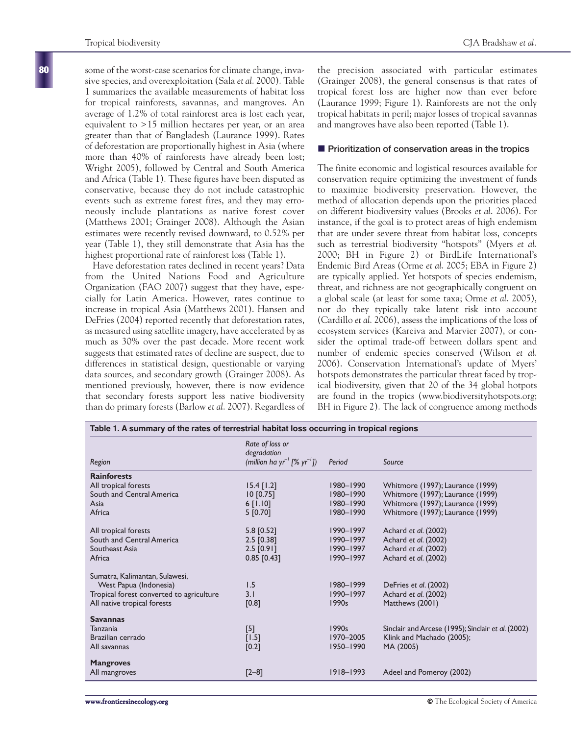some of the worst-case scenarios for climate change, invasive species, and overexploitation (Sala *et al.* 2000). Table 1 summarizes the available measurements of habitat loss for tropical rainforests, savannas, and mangroves. An average of 1.2% of total rainforest area is lost each year, equivalent to >15 million hectares per year, or an area greater than that of Bangladesh (Laurance 1999). Rates of deforestation are proportionally highest in Asia (where more than 40% of rainforests have already been lost; Wright 2005), followed by Central and South America and Africa (Table 1). These figures have been disputed as conservative, because they do not include catastrophic events such as extreme forest fires, and they may erroneously include plantations as native forest cover (Matthews 2001; Grainger 2008). Although the Asian estimates were recently revised downward, to 0.52% per year (Table 1), they still demonstrate that Asia has the highest proportional rate of rainforest loss (Table 1).

Have deforestation rates declined in recent years? Data from the United Nations Food and Agriculture Organization (FAO 2007) suggest that they have, especially for Latin America. However, rates continue to increase in tropical Asia (Matthews 2001). Hansen and DeFries (2004) reported recently that deforestation rates, as measured using satellite imagery, have accelerated by as much as 30% over the past decade. More recent work suggests that estimated rates of decline are suspect, due to differences in statistical design, questionable or varying data sources, and secondary growth (Grainger 2008). As mentioned previously, however, there is now evidence that secondary forests support less native biodiversity than do primary forests (Barlow *et al.* 2007). Regardless of the precision associated with particular estimates (Grainger 2008), the general consensus is that rates of tropical forest loss are higher now than ever before (Laurance 1999; Figure 1). Rainforests are not the only tropical habitats in peril; major losses of tropical savannas and mangroves have also been reported (Table 1).

## Prioritization of conservation areas in the tropics

The finite economic and logistical resources available for conservation require optimizing the investment of funds to maximize biodiversity preservation. However, the method of allocation depends upon the priorities placed on different biodiversity values (Brooks *et al.* 2006). For instance, if the goal is to protect areas of high endemism that are under severe threat from habitat loss, concepts such as terrestrial biodiversity "hotspots" (Myers *et al.* 2000; BH in Figure 2) or BirdLife International's Endemic Bird Areas (Orme *et al.* 2005; EBA in Figure 2) are typically applied. Yet hotspots of species endemism, threat, and richness are not geographically congruent on a global scale (at least for some taxa; Orme *et al.* 2005), nor do they typically take latent risk into account (Cardillo *et al.* 2006), assess the implications of the loss of ecosystem services (Kareiva and Marvier 2007), or consider the optimal trade-off between dollars spent and number of endemic species conserved (Wilson *et al.* 2006). Conservation International's update of Myers' hotspots demonstrates the particular threat faced by tropical biodiversity, given that 20 of the 34 global hotpots are found in the tropics (www.biodiversityhotspots.org; BH in Figure 2). The lack of congruence among methods

**Table 1. A summary of the rates of terrestrial habitat loss occurring in tropical regions**

| Region | Rate of loss or degradation (million ha $yr^{-1}$ [% $yr^{-1}$]) | Period | Source |
|---|---|---|---|
| **Rainforests** | | | |
| All tropical forests | 15.4 [1.2] | 1980–1990 | Whitmore (1997); Laurance (1999) |
| South and Central America | 10 [0.75] | 1980–1990 | Whitmore (1997); Laurance (1999) |
| Asia | 6 [1.10] | 1980–1990 | Whitmore (1997); Laurance (1999) |
| Africa | 5 [0.70] | 1980–1990 | Whitmore (1997); Laurance (1999) |
| All tropical forests | 5.8 [0.52] | 1990–1997 | Achard *et al.* (2002) |
| South and Central America | 2.5 [0.38] | 1990–1997 | Achard *et al.* (2002) |
| Southeast Asia | 2.5 [0.91] | 1990–1997 | Achard *et al.* (2002) |
| Africa | 0.85 [0.43] | 1990–1997 | Achard *et al.* (2002) |
| Sumatra, Kalimantan, Sulawesi, West Papua (Indonesia) | 1.5 | 1980–1999 | DeFries *et al.* (2002) |
| Tropical forest converted to agriculture | 3.1 | 1990–1997 | Achard *et al.* (2002) |
| All native tropical forests | [0.8] | 1990s | Matthews (2001) |
| **Savannas** | | | |
| Tanzania | [5] | 1990s | Sinclair and Arcese (1995); Sinclair *et al.* (2002) |
| Brazilian cerrado | [1.5] | 1970–2005 | Klink and Machado (2005); |
| All savannas | [0.2] | 1950–1990 | MA (2005) |
| **Mangroves** | | | |
| All mangroves | [2–8] | 1918–1993 | Adeel and Pomeroy (2002) |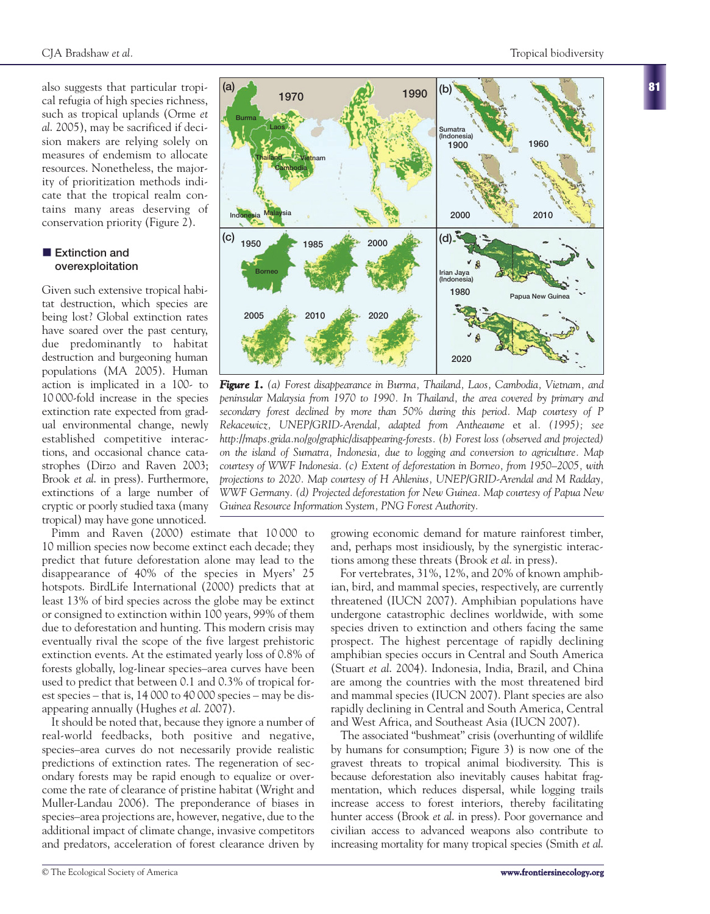also suggests that particular tropical refugia of high species richness, such as tropical uplands (Orme *et al.* 2005), may be sacrificed if decision makers are relying solely on measures of endemism to allocate resources. Nonetheless, the majority of prioritization methods indicate that the tropical realm contains many areas deserving of conservation priority (Figure 2).

***Figure 1.*** *(a) Forest disappearance in Burma, Thailand, Laos, Cambodia, Vietnam, and peninsular Malaysia from 1970 to 1990. In Thailand, the area covered by primary and secondary forest declined by more than 50% during this period. Map courtesy of P Rekacewicz, UNEP/GRID-Arendal, adapted from Antheaume* et al. *(1995); see http://maps.grida.no/go/graphic/disappearing-forests. (b) Forest loss (observed and projected) on the island of Sumatra, Indonesia, due to logging and conversion to agriculture. Map courtesy of WWF Indonesia. (c) Extent of deforestation in Borneo, from 1950–2005, with projections to 2020. Map courtesy of H Ahlenius, UNEP/GRID-Arendal and M Radday, WWF Germany. (d) Projected deforestation for New Guinea. Map courtesy of Papua New Guinea Resource Information System, PNG Forest Authority.*

## ■ Extinction and overexploitation

Given such extensive tropical habitat destruction, which species are being lost? Global extinction rates have soared over the past century, due predominantly to habitat destruction and burgeoning human populations (MA 2005). Human action is implicated in a 100- to 10 000-fold increase in the species extinction rate expected from gradual environmental change, newly established competitive interactions, and occasional chance catastrophes (Dirzo and Raven 2003; Brook *et al.* in press). Furthermore, extinctions of a large number of cryptic or poorly studied taxa (many tropical) may have gone unnoticed.

Pimm and Raven (2000) estimate that 10 000 to 10 million species now become extinct each decade; they predict that future deforestation alone may lead to the disappearance of 40% of the species in Myers' 25 hotspots. BirdLife International (2000) predicts that at least 13% of bird species across the globe may be extinct or consigned to extinction within 100 years, 99% of them due to deforestation and hunting. This modern crisis may eventually rival the scope of the five largest prehistoric extinction events. At the estimated yearly loss of 0.8% of forests globally, log-linear species–area curves have been used to predict that between 0.1 and 0.3% of tropical forest species – that is, 14 000 to 40 000 species – may be disappearing annually (Hughes *et al.* 2007).

It should be noted that, because they ignore a number of real-world feedbacks, both positive and negative, species–area curves do not necessarily provide realistic predictions of extinction rates. The regeneration of secondary forests may be rapid enough to equalize or overcome the rate of clearance of pristine habitat (Wright and Muller-Landau 2006). The preponderance of biases in species–area projections are, however, negative, due to the additional impact of climate change, invasive competitors and predators, acceleration of forest clearance driven by growing economic demand for mature rainforest timber, and, perhaps most insidiously, by the synergistic interactions among these threats (Brook *et al.* in press).

For vertebrates, 31%, 12%, and 20% of known amphibian, bird, and mammal species, respectively, are currently threatened (IUCN 2007). Amphibian populations have undergone catastrophic declines worldwide, with some species driven to extinction and others facing the same prospect. The highest percentage of rapidly declining amphibian species occurs in Central and South America (Stuart *et al.* 2004). Indonesia, India, Brazil, and China are among the countries with the most threatened bird and mammal species (IUCN 2007). Plant species are also rapidly declining in Central and South America, Central and West Africa, and Southeast Asia (IUCN 2007).

The associated "bushmeat" crisis (overhunting of wildlife by humans for consumption; Figure 3) is now one of the gravest threats to tropical animal biodiversity. This is because deforestation also inevitably causes habitat fragmentation, which reduces dispersal, while logging trails increase access to forest interiors, thereby facilitating hunter access (Brook *et al.* in press). Poor governance and civilian access to advanced weapons also contribute to increasing mortality for many tropical species (Smith *et al.*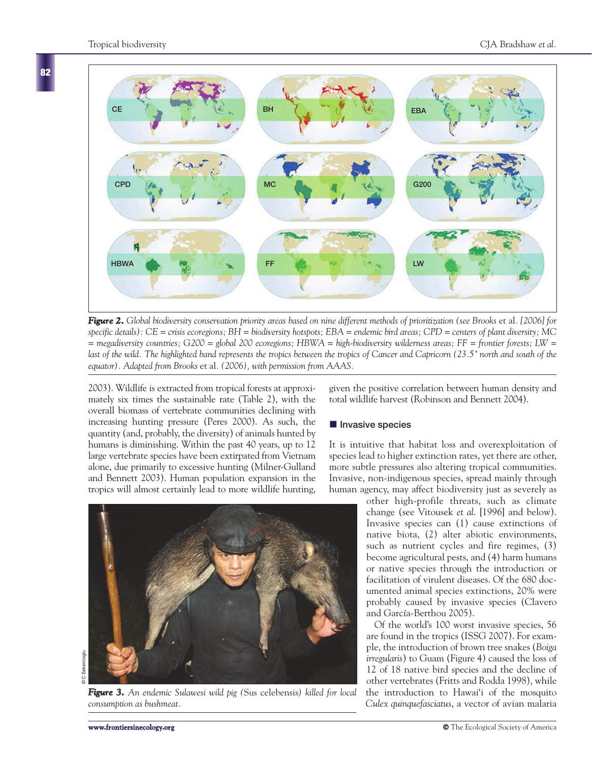*Figure 2. Global biodiversity conservation priority areas based on nine different methods of prioritization (see Brooks* et al. *[2006] for specific details): CE = crisis ecoregions; BH = biodiversity hotspots; EBA = endemic bird areas; CPD = centers of plant diversity; MC = megadiversity countries; G200 = global 200 ecoregions; HBWA = high-biodiversity wilderness areas; FF = frontier forests; LW = last of the wild. The highlighted band represents the tropics between the tropics of Cancer and Capricorn (23.5° north and south of the equator). Adapted from Brooks* et al. *(2006), with permission from AAAS.*

2003). Wildlife is extracted from tropical forests at approximately six times the sustainable rate (Table 2), with the overall biomass of vertebrate communities declining with increasing hunting pressure (Peres 2000). As such, the quantity (and, probably, the diversity) of animals hunted by humans is diminishing. Within the past 40 years, up to 12 large vertebrate species have been extirpated from Vietnam alone, due primarily to excessive hunting (Milner-Gulland and Bennett 2003). Human population expansion in the tropics will almost certainly lead to more wildlife hunting, given the positive correlation between human density and total wildlife harvest (Robinson and Bennett 2004).

*Figure 3. An endemic Sulawesi wild pig (Sus celebensis) killed for local consumption as bushmeat.*

## Invasive species

It is intuitive that habitat loss and overexploitation of species lead to higher extinction rates, yet there are other, more subtle pressures also altering tropical communities. Invasive, non-indigenous species, spread mainly through human agency, may affect biodiversity just as severely as other high-profile threats, such as climate change (see Vitousek *et al.* [1996] and below). Invasive species can (1) cause extinctions of native biota, (2) alter abiotic environments, such as nutrient cycles and fire regimes, (3) become agricultural pests, and (4) harm humans or native species through the introduction or facilitation of virulent diseases. Of the 680 documented animal species extinctions, 20% were probably caused by invasive species (Clavero and García-Berthou 2005).

Of the world's 100 worst invasive species, 56 are found in the tropics (ISSG 2007). For example, the introduction of brown tree snakes (*Boiga irregularis*) to Guam (Figure 4) caused the loss of 12 of 18 native bird species and the decline of other vertebrates (Fritts and Rodda 1998), while the introduction to Hawai'i of the mosquito *Culex quinquefasciatus*, a vector of avian malaria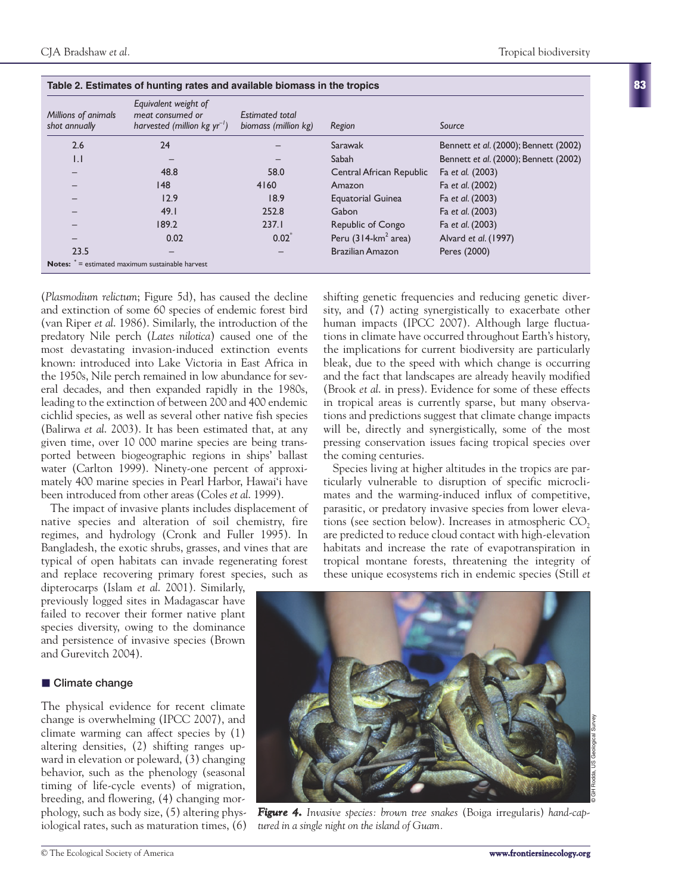**Table 2. Estimates of hunting rates and available biomass in the tropics**

| *Millions of animals shot annually* | *Equivalent weight of meat consumed or harvested (million kg $yr^{-1}$)* | *Estimated total biomass (million kg)* | *Region* | *Source* |
|---|---|---|---|---|
| 2.6 | 24 | – | Sarawak | Bennett *et al.* (2000); Bennett (2002) |
| 1.1 | – | – | Sabah | Bennett *et al.* (2000); Bennett (2002) |
| – | 48.8 | 58.0 | Central African Republic | Fa *et al.* (2003) |
| – | 148 | 4160 | Amazon | Fa *et al.* (2002) |
| – | 12.9 | 18.9 | Equatorial Guinea | Fa *et al.* (2003) |
| – | 49.1 | 252.8 | Gabon | Fa *et al.* (2003) |
| – | 189.2 | 237.1 | Republic of Congo | Fa *et al.* (2003) |
| – | 0.02 | 0.02* | Peru (314-$km^2$ area) | Alvard *et al.* (1997) |
| 23.5 | – | – | Brazilian Amazon | Peres (2000) |

**Notes:** * = estimated maximum sustainable harvest

(*Plasmodium relictum*; Figure 5d), has caused the decline and extinction of some 60 species of endemic forest bird (van Riper *et al.* 1986). Similarly, the introduction of the predatory Nile perch (*Lates nilotica*) caused one of the most devastating invasion-induced extinction events known: introduced into Lake Victoria in East Africa in the 1950s, Nile perch remained in low abundance for several decades, and then expanded rapidly in the 1980s, leading to the extinction of between 200 and 400 endemic cichlid species, as well as several other native fish species (Balirwa *et al.* 2003). It has been estimated that, at any given time, over 10 000 marine species are being transported between biogeographic regions in ships' ballast water (Carlton 1999). Ninety-one percent of approximately 400 marine species in Pearl Harbor, Hawai'i have been introduced from other areas (Coles *et al.* 1999).

The impact of invasive plants includes displacement of native species and alteration of soil chemistry, fire regimes, and hydrology (Cronk and Fuller 1995). In Bangladesh, the exotic shrubs, grasses, and vines that are typical of open habitats can invade regenerating forest and replace recovering primary forest species, such as dipterocarps (Islam *et al.* 2001). Similarly, previously logged sites in Madagascar have failed to recover their former native plant species diversity, owing to the dominance and persistence of invasive species (Brown and Gurevitch 2004).

## Climate change

The physical evidence for recent climate change is overwhelming (IPCC 2007), and climate warming can affect species by (1) altering densities, (2) shifting ranges upward in elevation or poleward, (3) changing behavior, such as the phenology (seasonal timing of life-cycle events) of migration, breeding, and flowering, (4) changing morphology, such as body size, (5) altering physiological rates, such as maturation times, (6) shifting genetic frequencies and reducing genetic diversity, and (7) acting synergistically to exacerbate other human impacts (IPCC 2007). Although large fluctuations in climate have occurred throughout Earth's history, the implications for current biodiversity are particularly bleak, due to the speed with which change is occurring and the fact that landscapes are already heavily modified (Brook *et al.* in press). Evidence for some of these effects in tropical areas is currently sparse, but many observations and predictions suggest that climate change impacts will be, directly and synergistically, some of the most pressing conservation issues facing tropical species over the coming centuries.

Species living at higher altitudes in the tropics are particularly vulnerable to disruption of specific microclimates and the warming-induced influx of competitive, parasitic, or predatory invasive species from lower elevations (see section below). Increases in atmospheric $CO_2$ are predicted to reduce cloud contact with high-elevation habitats and increase the rate of evapotranspiration in tropical montane forests, threatening the integrity of these unique ecosystems rich in endemic species (Still *et*

© GH Rodda, US Geological Survey

***Figure 4.*** *Invasive species: brown tree snakes* (Boiga irregularis) *hand-captured in a single night on the island of Guam.*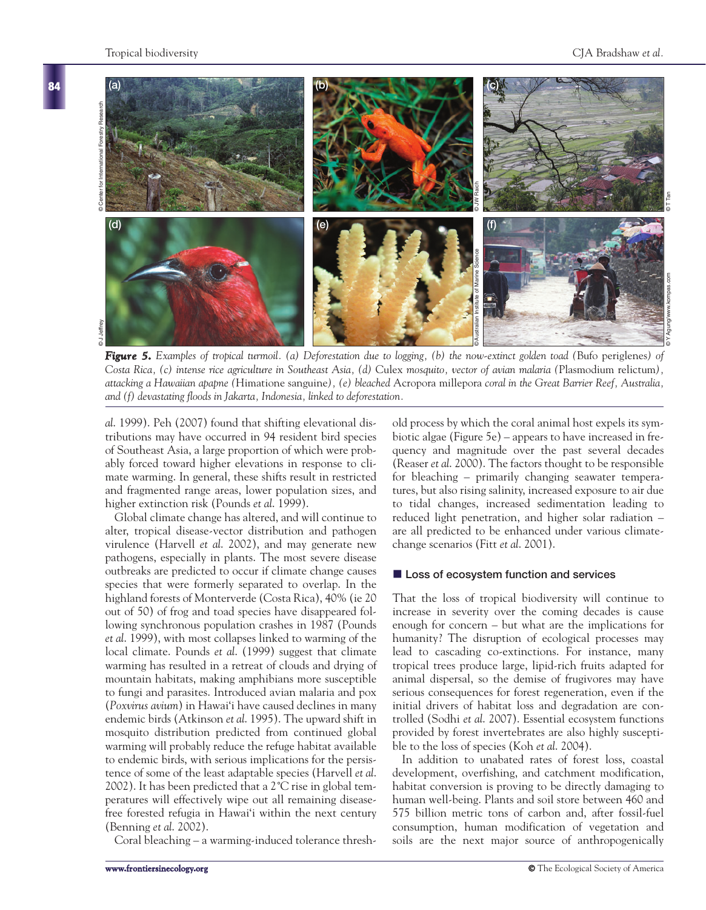*Figure 5. Examples of tropical turmoil. (a) Deforestation due to logging, (b) the now-extinct golden toad (*Bufo periglenes*) of Costa Rica, (c) intense rice agriculture in Southeast Asia, (d)* Culex *mosquito, vector of avian malaria (*Plasmodium relictum*), attacking a Hawaiian apapne (*Himatione sanguine*), (e) bleached* Acropora millepora *coral in the Great Barrier Reef, Australia, and (f) devastating floods in Jakarta, Indonesia, linked to deforestation.*

*al.* 1999). Peh (2007) found that shifting elevational distributions may have occurred in 94 resident bird species of Southeast Asia, a large proportion of which were probably forced toward higher elevations in response to climate warming. In general, these shifts result in restricted and fragmented range areas, lower population sizes, and higher extinction risk (Pounds *et al.* 1999).

Global climate change has altered, and will continue to alter, tropical disease-vector distribution and pathogen virulence (Harvell *et al.* 2002), and may generate new pathogens, especially in plants. The most severe disease outbreaks are predicted to occur if climate change causes species that were formerly separated to overlap. In the highland forests of Monterverde (Costa Rica), 40% (ie 20 out of 50) of frog and toad species have disappeared following synchronous population crashes in 1987 (Pounds *et al.* 1999), with most collapses linked to warming of the local climate. Pounds *et al.* (1999) suggest that climate warming has resulted in a retreat of clouds and drying of mountain habitats, making amphibians more susceptible to fungi and parasites. Introduced avian malaria and pox (*Poxvirus avium*) in Hawai'i have caused declines in many endemic birds (Atkinson *et al.* 1995). The upward shift in mosquito distribution predicted from continued global warming will probably reduce the refuge habitat available to endemic birds, with serious implications for the persistence of some of the least adaptable species (Harvell *et al.* 2002). It has been predicted that a 2°C rise in global temperatures will effectively wipe out all remaining disease-free forested refugia in Hawai'i within the next century (Benning *et al.* 2002).

Coral bleaching – a warming-induced tolerance threshold process by which the coral animal host expels its symbiotic algae (Figure 5e) – appears to have increased in frequency and magnitude over the past several decades (Reaser *et al.* 2000). The factors thought to be responsible for bleaching – primarily changing seawater temperatures, but also rising salinity, increased exposure to air due to tidal changes, increased sedimentation leading to reduced light penetration, and higher solar radiation – are all predicted to be enhanced under various climate-change scenarios (Fitt *et al.* 2001).

## Loss of ecosystem function and services

That the loss of tropical biodiversity will continue to increase in severity over the coming decades is cause enough for concern – but what are the implications for humanity? The disruption of ecological processes may lead to cascading co-extinctions. For instance, many tropical trees produce large, lipid-rich fruits adapted for animal dispersal, so the demise of frugivores may have serious consequences for forest regeneration, even if the initial drivers of habitat loss and degradation are controlled (Sodhi *et al.* 2007). Essential ecosystem functions provided by forest invertebrates are also highly susceptible to the loss of species (Koh *et al.* 2004).

In addition to unabated rates of forest loss, coastal development, overfishing, and catchment modification, habitat conversion is proving to be directly damaging to human well-being. Plants and soil store between 460 and 575 billion metric tons of carbon and, after fossil-fuel consumption, human modification of vegetation and soils are the next major source of anthropogenically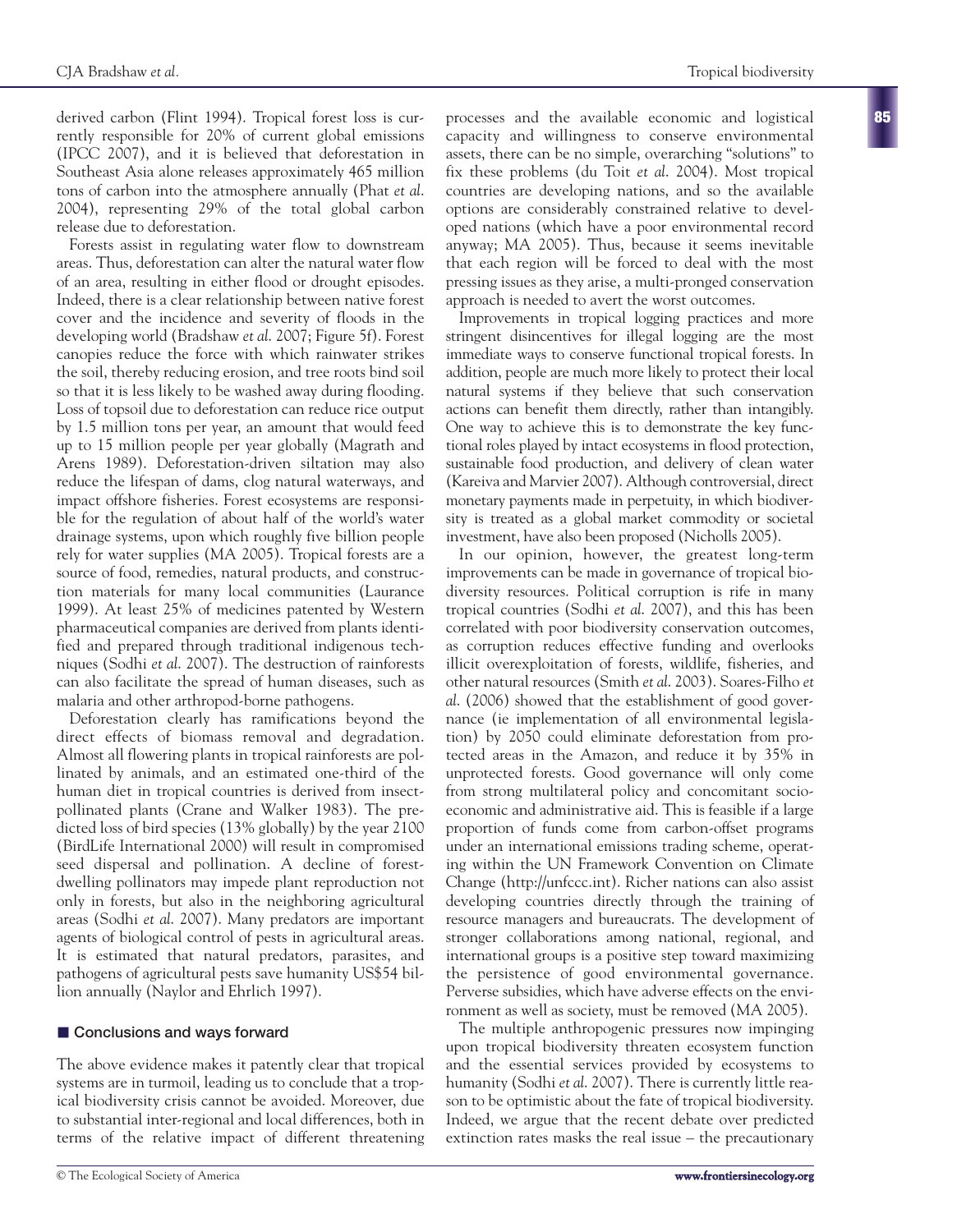derived carbon (Flint 1994). Tropical forest loss is currently responsible for 20% of current global emissions (IPCC 2007), and it is believed that deforestation in Southeast Asia alone releases approximately 465 million tons of carbon into the atmosphere annually (Phat *et al.* 2004), representing 29% of the total global carbon release due to deforestation.

Forests assist in regulating water flow to downstream areas. Thus, deforestation can alter the natural water flow of an area, resulting in either flood or drought episodes. Indeed, there is a clear relationship between native forest cover and the incidence and severity of floods in the developing world (Bradshaw *et al.* 2007; Figure 5f). Forest canopies reduce the force with which rainwater strikes the soil, thereby reducing erosion, and tree roots bind soil so that it is less likely to be washed away during flooding. Loss of topsoil due to deforestation can reduce rice output by 1.5 million tons per year, an amount that would feed up to 15 million people per year globally (Magrath and Arens 1989). Deforestation-driven siltation may also reduce the lifespan of dams, clog natural waterways, and impact offshore fisheries. Forest ecosystems are responsible for the regulation of about half of the world's water drainage systems, upon which roughly five billion people rely for water supplies (MA 2005). Tropical forests are a source of food, remedies, natural products, and construction materials for many local communities (Laurance 1999). At least 25% of medicines patented by Western pharmaceutical companies are derived from plants identified and prepared through traditional indigenous techniques (Sodhi *et al.* 2007). The destruction of rainforests can also facilitate the spread of human diseases, such as malaria and other arthropod-borne pathogens.

Deforestation clearly has ramifications beyond the direct effects of biomass removal and degradation. Almost all flowering plants in tropical rainforests are pollinated by animals, and an estimated one-third of the human diet in tropical countries is derived from insect-pollinated plants (Crane and Walker 1983). The predicted loss of bird species (13% globally) by the year 2100 (BirdLife International 2000) will result in compromised seed dispersal and pollination. A decline of forest-dwelling pollinators may impede plant reproduction not only in forests, but also in the neighboring agricultural areas (Sodhi *et al.* 2007). Many predators are important agents of biological control of pests in agricultural areas. It is estimated that natural predators, parasites, and pathogens of agricultural pests save humanity US$54 billion annually (Naylor and Ehrlich 1997).

## Conclusions and ways forward

The above evidence makes it patently clear that tropical systems are in turmoil, leading us to conclude that a tropical biodiversity crisis cannot be avoided. Moreover, due to substantial inter-regional and local differences, both in terms of the relative impact of different threatening processes and the available economic and logistical capacity and willingness to conserve environmental assets, there can be no simple, overarching "solutions" to fix these problems (du Toit *et al.* 2004). Most tropical countries are developing nations, and so the available options are considerably constrained relative to developed nations (which have a poor environmental record anyway; MA 2005). Thus, because it seems inevitable that each region will be forced to deal with the most pressing issues as they arise, a multi-pronged conservation approach is needed to avert the worst outcomes.

Improvements in tropical logging practices and more stringent disincentives for illegal logging are the most immediate ways to conserve functional tropical forests. In addition, people are much more likely to protect their local natural systems if they believe that such conservation actions can benefit them directly, rather than intangibly. One way to achieve this is to demonstrate the key functional roles played by intact ecosystems in flood protection, sustainable food production, and delivery of clean water (Kareiva and Marvier 2007). Although controversial, direct monetary payments made in perpetuity, in which biodiversity is treated as a global market commodity or societal investment, have also been proposed (Nicholls 2005).

In our opinion, however, the greatest long-term improvements can be made in governance of tropical biodiversity resources. Political corruption is rife in many tropical countries (Sodhi *et al.* 2007), and this has been correlated with poor biodiversity conservation outcomes, as corruption reduces effective funding and overlooks illicit overexploitation of forests, wildlife, fisheries, and other natural resources (Smith *et al.* 2003). Soares-Filho *et al.* (2006) showed that the establishment of good governance (ie implementation of all environmental legislation) by 2050 could eliminate deforestation from protected areas in the Amazon, and reduce it by 35% in unprotected forests. Good governance will only come from strong multilateral policy and concomitant socioeconomic and administrative aid. This is feasible if a large proportion of funds come from carbon-offset programs under an international emissions trading scheme, operating within the UN Framework Convention on Climate Change (http://unfccc.int). Richer nations can also assist developing countries directly through the training of resource managers and bureaucrats. The development of stronger collaborations among national, regional, and international groups is a positive step toward maximizing the persistence of good environmental governance. Perverse subsidies, which have adverse effects on the environment as well as society, must be removed (MA 2005).

The multiple anthropogenic pressures now impinging upon tropical biodiversity threaten ecosystem function and the essential services provided by ecosystems to humanity (Sodhi *et al.* 2007). There is currently little reason to be optimistic about the fate of tropical biodiversity. Indeed, we argue that the recent debate over predicted extinction rates masks the real issue – the precautionary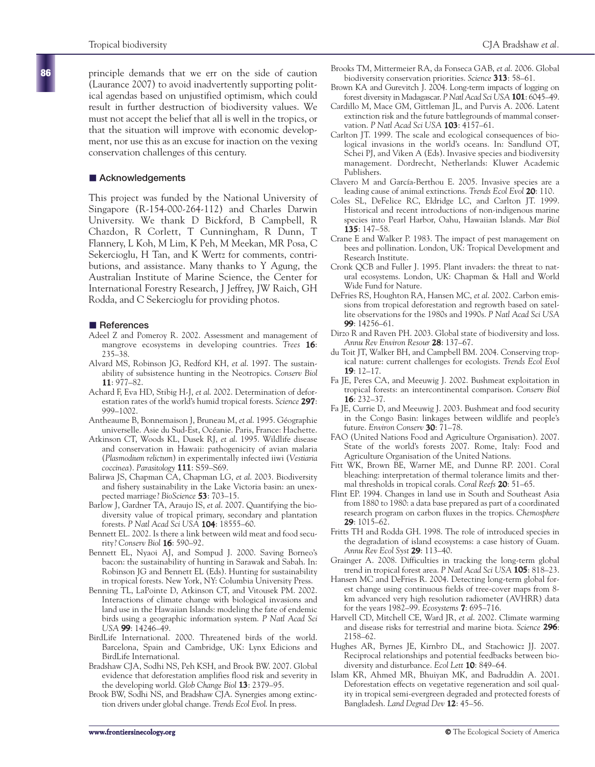principle demands that we err on the side of caution (Laurance 2007) to avoid inadvertently supporting political agendas based on unjustified optimism, which could result in further destruction of biodiversity values. We must not accept the belief that all is well in the tropics, or that the situation will improve with economic development, nor use this as an excuse for inaction on the vexing conservation challenges of this century.

## Acknowledgements

This project was funded by the National University of Singapore (R-154-000-264-112) and Charles Darwin University. We thank D Bickford, B Campbell, R Chazdon, R Corlett, T Cunningham, R Dunn, T Flannery, L Koh, M Lim, K Peh, M Meekan, MR Posa, C Sekercioglu, H Tan, and K Wertz for comments, contributions, and assistance. Many thanks to Y Agung, the Australian Institute of Marine Science, the Center for International Forestry Research, J Jeffrey, JW Raich, GH Rodda, and C Sekercioglu for providing photos.

## References

Adeel Z and Pomeroy R. 2002. Assessment and management of mangrove ecosystems in developing countries. *Trees* **16**: 235–38.

Alvard MS, Robinson JG, Redford KH, *et al.* 1997. The sustainability of subsistence hunting in the Neotropics. *Conserv Biol* **11**: 977–82.

Achard F, Eva HD, Stibig H-J, *et al.* 2002. Determination of deforestation rates of the world's humid tropical forests. *Science* **297**: 999–1002.

Antheaume B, Bonnemaison J, Bruneau M, *et al.* 1995. Géographie universelle. Asie du Sud-Est, Océanie. Paris, France: Hachette.

Atkinson CT, Woods KL, Dusek RJ, *et al.* 1995. Wildlife disease and conservation in Hawaii: pathogenicity of avian malaria (*Plasmodium relictum*) in experimentally infected iiwi (*Vestiaria coccinea*). *Parasitology* **111**: S59–S69.

Balirwa JS, Chapman CA, Chapman LG, *et al.* 2003. Biodiversity and fishery sustainability in the Lake Victoria basin: an unexpected marriage? *BioScience* **53**: 703–15.

Barlow J, Gardner TA, Araujo IS, *et al.* 2007. Quantifying the biodiversity value of tropical primary, secondary and plantation forests. *P Natl Acad Sci USA* **104**: 18555–60.

Bennett EL. 2002. Is there a link between wild meat and food security? *Conserv Biol* **16**: 590–92.

Bennett EL, Nyaoi AJ, and Sompud J. 2000. Saving Borneo's bacon: the sustainability of hunting in Sarawak and Sabah. In: Robinson JG and Bennett EL (Eds). Hunting for sustainability in tropical forests. New York, NY: Columbia University Press.

Benning TL, LaPointe D, Atkinson CT, and Vitousek PM. 2002. Interactions of climate change with biological invasions and land use in the Hawaiian Islands: modeling the fate of endemic birds using a geographic information system. *P Natl Acad Sci USA* **99**: 14246–49.

BirdLife International. 2000. Threatened birds of the world. Barcelona, Spain and Cambridge, UK: Lynx Edicions and BirdLife International.

Bradshaw CJA, Sodhi NS, Peh KSH, and Brook BW. 2007. Global evidence that deforestation amplifies flood risk and severity in the developing world. *Glob Change Biol* **13**: 2379–95.

Brook BW, Sodhi NS, and Bradshaw CJA. Synergies among extinction drivers under global change. *Trends Ecol Evol.* In press.

Brooks TM, Mittermeier RA, da Fonseca GAB, *et al.* 2006. Global biodiversity conservation priorities. *Science* **313**: 58–61.

Brown KA and Gurevitch J. 2004. Long-term impacts of logging on forest diversity in Madagascar. *P Natl Acad Sci USA* **101**: 6045–49.

Cardillo M, Mace GM, Gittleman JL, and Purvis A. 2006. Latent extinction risk and the future battlegrounds of mammal conservation. *P Natl Acad Sci USA* **103**: 4157–61.

Carlton JT. 1999. The scale and ecological consequences of biological invasions in the world's oceans. In: Sandlund OT, Schei PJ, and Viken A (Eds). Invasive species and biodiversity management. Dordrecht, Netherlands: Kluwer Academic Publishers.

Clavero M and García-Berthou E. 2005. Invasive species are a leading cause of animal extinctions. *Trends Ecol Evol* **20**: 110.

Coles SL, DeFelice RC, Eldridge LC, and Carlton JT. 1999. Historical and recent introductions of non-indigenous marine species into Pearl Harbor, Oahu, Hawaiian Islands. *Mar Biol* **135**: 147–58.

Crane E and Walker P. 1983. The impact of pest management on bees and pollination. London, UK: Tropical Development and Research Institute.

Cronk QCB and Fuller J. 1995. Plant invaders: the threat to natural ecosystems. London, UK: Chapman & Hall and World Wide Fund for Nature.

DeFries RS, Houghton RA, Hansen MC, *et al.* 2002. Carbon emissions from tropical deforestation and regrowth based on satellite observations for the 1980s and 1990s. *P Natl Acad Sci USA* **99**: 14256–61.

Dirzo R and Raven PH. 2003. Global state of biodiversity and loss. *Annu Rev Environ Resour* **28**: 137–67.

du Toit JT, Walker BH, and Campbell BM. 2004. Conserving tropical nature: current challenges for ecologists. *Trends Ecol Evol* **19**: 12–17.

Fa JE, Peres CA, and Meeuwig J. 2002. Bushmeat exploitation in tropical forests: an intercontinental comparison. *Conserv Biol* **16**: 232–37.

Fa JE, Currie D, and Meeuwig J. 2003. Bushmeat and food security in the Congo Basin: linkages between wildlife and people's future. *Environ Conserv* **30**: 71–78.

FAO (United Nations Food and Agriculture Organisation). 2007. State of the world's forests 2007. Rome, Italy: Food and Agriculture Organisation of the United Nations.

Fitt WK, Brown BE, Warner ME, and Dunne RP. 2001. Coral bleaching: interpretation of thermal tolerance limits and thermal thresholds in tropical corals. *Coral Reefs* **20**: 51–65.

Flint EP. 1994. Changes in land use in South and Southeast Asia from 1880 to 1980: a data base prepared as part of a coordinated research program on carbon fluxes in the tropics. *Chemosphere* **29**: 1015–62.

Fritts TH and Rodda GH. 1998. The role of introduced species in the degradation of island ecosystems: a case history of Guam. *Annu Rev Ecol Syst* **29**: 113–40.

Grainger A. 2008. Difficulties in tracking the long-term global trend in tropical forest area. *P Natl Acad Sci USA* **105**: 818–23.

Hansen MC and DeFries R. 2004. Detecting long-term global forest change using continuous fields of tree-cover maps from 8-km advanced very high resolution radiometer (AVHRR) data for the years 1982–99. *Ecosystems* **7**: 695–716.

Harvell CD, Mitchell CE, Ward JR, *et al.* 2002. Climate warming and disease risks for terrestrial and marine biota. *Science* **296**: 2158–62.

Hughes AR, Byrnes JE, Kimbro DL, and Stachowicz JJ. 2007. Reciprocal relationships and potential feedbacks between biodiversity and disturbance. *Ecol Lett* **10**: 849–64.

Islam KR, Ahmed MR, Bhuiyan MK, and Badruddin A. 2001. Deforestation effects on vegetative regeneration and soil quality in tropical semi-evergreen degraded and protected forests of Bangladesh. *Land Degrad Dev* **12**: 45–56.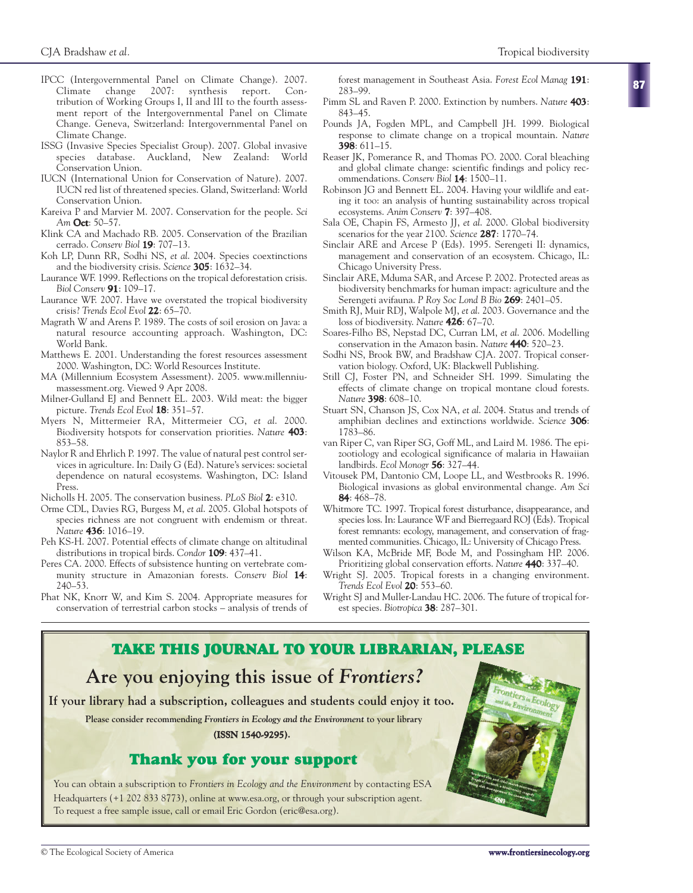IPCC (Intergovernmental Panel on Climate Change). 2007. Climate change 2007: synthesis report. Contribution of Working Groups I, II and III to the fourth assessment report of the Intergovernmental Panel on Climate Change. Geneva, Switzerland: Intergovernmental Panel on Climate Change.

ISSG (Invasive Species Specialist Group). 2007. Global invasive species database. Auckland, New Zealand: World Conservation Union.

IUCN (International Union for Conservation of Nature). 2007. IUCN red list of threatened species. Gland, Switzerland: World Conservation Union.

Kareiva P and Marvier M. 2007. Conservation for the people. *Sci Am* **Oct**: 50–57.

Klink CA and Machado RB. 2005. Conservation of the Brazilian cerrado. *Conserv Biol* **19**: 707–13.

Koh LP, Dunn RR, Sodhi NS, *et al.* 2004. Species coextinctions and the biodiversity crisis. *Science* **305**: 1632–34.

Laurance WF. 1999. Reflections on the tropical deforestation crisis. *Biol Conserv* **91**: 109–17.

Laurance WF. 2007. Have we overstated the tropical biodiversity crisis? *Trends Ecol Evol* **22**: 65–70.

Magrath W and Arens P. 1989. The costs of soil erosion on Java: a natural resource accounting approach. Washington, DC: World Bank.

Matthews E. 2001. Understanding the forest resources assessment 2000. Washington, DC: World Resources Institute.

MA (Millennium Ecosystem Assessment). 2005. www.millenniumassessment.org. Viewed 9 Apr 2008.

Milner-Gulland EJ and Bennett EL. 2003. Wild meat: the bigger picture. *Trends Ecol Evol* **18**: 351–57.

Myers N, Mittermeier RA, Mittermeier CG, *et al.* 2000. Biodiversity hotspots for conservation priorities. *Nature* **403**: 853–58.

Naylor R and Ehrlich P. 1997. The value of natural pest control services in agriculture. In: Daily G (Ed). Nature's services: societal dependence on natural ecosystems. Washington, DC: Island Press.

Nicholls H. 2005. The conservation business. *PLoS Biol* **2**: e310.

Orme CDL, Davies RG, Burgess M, *et al.* 2005. Global hotspots of species richness are not congruent with endemism or threat. *Nature* **436**: 1016–19.

Peh KS-H. 2007. Potential effects of climate change on altitudinal distributions in tropical birds. *Condor* **109**: 437–41.

Peres CA. 2000. Effects of subsistence hunting on vertebrate community structure in Amazonian forests. *Conserv Biol* **14**: 240–53.

Phat NK, Knorr W, and Kim S. 2004. Appropriate measures for conservation of terrestrial carbon stocks – analysis of trends of forest management in Southeast Asia. *Forest Ecol Manag* **191**: 283–99.

Pimm SL and Raven P. 2000. Extinction by numbers. *Nature* **403**: 843–45.

Pounds JA, Fogden MPL, and Campbell JH. 1999. Biological response to climate change on a tropical mountain. *Nature* **398**: 611–15.

Reaser JK, Pomerance R, and Thomas PO. 2000. Coral bleaching and global climate change: scientific findings and policy recommendations. *Conserv Biol* **14**: 1500–11.

Robinson JG and Bennett EL. 2004. Having your wildlife and eating it too: an analysis of hunting sustainability across tropical ecosystems. *Anim Conserv* **7**: 397–408.

Sala OE, Chapin FS, Armesto JJ, *et al.* 2000. Global biodiversity scenarios for the year 2100. *Science* **287**: 1770–74.

Sinclair ARE and Arcese P (Eds). 1995. Serengeti II: dynamics, management and conservation of an ecosystem. Chicago, IL: Chicago University Press.

Sinclair ARE, Mduma SAR, and Arcese P. 2002. Protected areas as biodiversity benchmarks for human impact: agriculture and the Serengeti avifauna. *P Roy Soc Lond B Bio* **269**: 2401–05.

Smith RJ, Muir RDJ, Walpole MJ, *et al.* 2003. Governance and the loss of biodiversity. *Nature* **426**: 67–70.

Soares-Filho BS, Nepstad DC, Curran LM, *et al.* 2006. Modelling conservation in the Amazon basin. *Nature* **440**: 520–23.

Sodhi NS, Brook BW, and Bradshaw CJA. 2007. Tropical conservation biology. Oxford, UK: Blackwell Publishing.

Still CJ, Foster PN, and Schneider SH. 1999. Simulating the effects of climate change on tropical montane cloud forests. *Nature* **398**: 608–10.

Stuart SN, Chanson JS, Cox NA, *et al.* 2004. Status and trends of amphibian declines and extinctions worldwide. *Science* **306**: 1783–86.

van Riper C, van Riper SG, Goff ML, and Laird M. 1986. The epizootiology and ecological significance of malaria in Hawaiian landbirds. *Ecol Monogr* **56**: 327–44.

Vitousek PM, Dantonio CM, Loope LL, and Westbrooks R. 1996. Biological invasions as global environmental change. *Am Sci* **84**: 468–78.

Whitmore TC. 1997. Tropical forest disturbance, disappearance, and species loss. In: Laurance WF and Bierregaard ROJ (Eds). Tropical forest remnants: ecology, management, and conservation of fragmented communities. Chicago, IL: University of Chicago Press.

Wilson KA, McBride MF, Bode M, and Possingham HP. 2006. Prioritizing global conservation efforts. *Nature* **440**: 337–40.

Wright SJ. 2005. Tropical forests in a changing environment. *Trends Ecol Evol* **20**: 553–60.

Wright SJ and Muller-Landau HC. 2006. The future of tropical forest species. *Biotropica* **38**: 287–301.

---

**TAKE THIS JOURNAL TO YOUR LIBRARIAN, PLEASE**

**Are you enjoying this issue of *Frontiers?***

**If your library had a subscription, colleagues and students could enjoy it too.**

**Please consider recommending *Frontiers in Ecology and the Environment* to your library (ISSN 1540-9295).**

**Thank you for your support**

You can obtain a subscription to *Frontiers in Ecology and the Environment* by contacting ESA Headquarters (+1 202 833 8773), online at www.esa.org, or through your subscription agent. To request a free sample issue, call or email Eric Gordon (eric@esa.org).